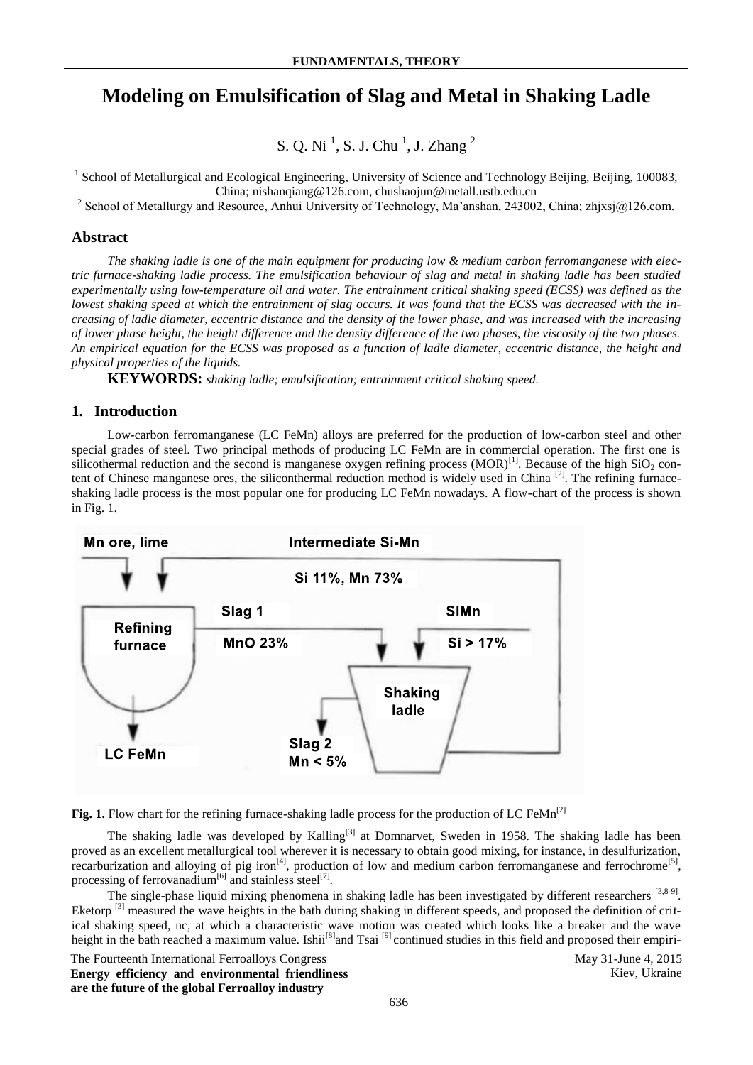# Modeling on Emulsification of Slag and Metal in Shaking Ladle

S. Q. Ni [1], S. J. Chu [1], J. Zhang [2]

[1] School of Metallurgical and Ecological Engineering, University of Science and Technology Beijing, Beijing, 100083, China; nishanqiang@126.com, chushaojun@metall.ustb.edu.cn

[2] School of Metallurgy and Resource, Anhui University of Technology, Ma'anshan, 243002, China; zhjxsj@126.com.

## Abstract

*The shaking ladle is one of the main equipment for producing low & medium carbon ferromanganese with electric furnace-shaking ladle process. The emulsification behaviour of slag and metal in shaking ladle has been studied experimentally using low-temperature oil and water. The entrainment critical shaking speed (ECSS) was defined as the lowest shaking speed at which the entrainment of slag occurs. It was found that the ECSS was decreased with the increasing of ladle diameter, eccentric distance and the density of the lower phase, and was increased with the increasing of lower phase height, the height difference and the density difference of the two phases, the viscosity of the two phases. An empirical equation for the ECSS was proposed as a function of ladle diameter, eccentric distance, the height and physical properties of the liquids.*

**KEYWORDS:** *shaking ladle; emulsification; entrainment critical shaking speed.*

## 1. Introduction

Low-carbon ferromanganese (LC FeMn) alloys are preferred for the production of low-carbon steel and other special grades of steel. Two principal methods of producing LC FeMn are in commercial operation. The first one is silicothermal reduction and the second is manganese oxygen refining process (MOR)[1]. Because of the high $SiO_2$ content of Chinese manganese ores, the siliconthermal reduction method is widely used in China [2]. The refining furnace-shaking ladle process is the most popular one for producing LC FeMn nowadays. A flow-chart of the process is shown in Fig. 1.

Mn ore, lime — Intermediate Si-Mn (Si 11%, Mn 73%) — Refining furnace — Slag 1 (MnO 23%) — SiMn (Si > 17%) — Shaking ladle — Slag 2 (Mn < 5%) — LC FeMn

**Fig. 1.** Flow chart for the refining furnace-shaking ladle process for the production of LC FeMn[2]

The shaking ladle was developed by Kalling[3] at Domnarvet, Sweden in 1958. The shaking ladle has been proved as an excellent metallurgical tool wherever it is necessary to obtain good mixing, for instance, in desulfurization, recarburization and alloying of pig iron[4], production of low and medium carbon ferromanganese and ferrochrome[5], processing of ferrovanadium[6] and stainless steel[7].

The single-phase liquid mixing phenomena in shaking ladle has been investigated by different researchers [3,8-9]. Eketorp [3] measured the wave heights in the bath during shaking in different speeds, and proposed the definition of critical shaking speed, nc, at which a characteristic wave motion was created which looks like a breaker and the wave height in the bath reached a maximum value. Ishii[8] and Tsai [9] continued studies in this field and proposed their empiri-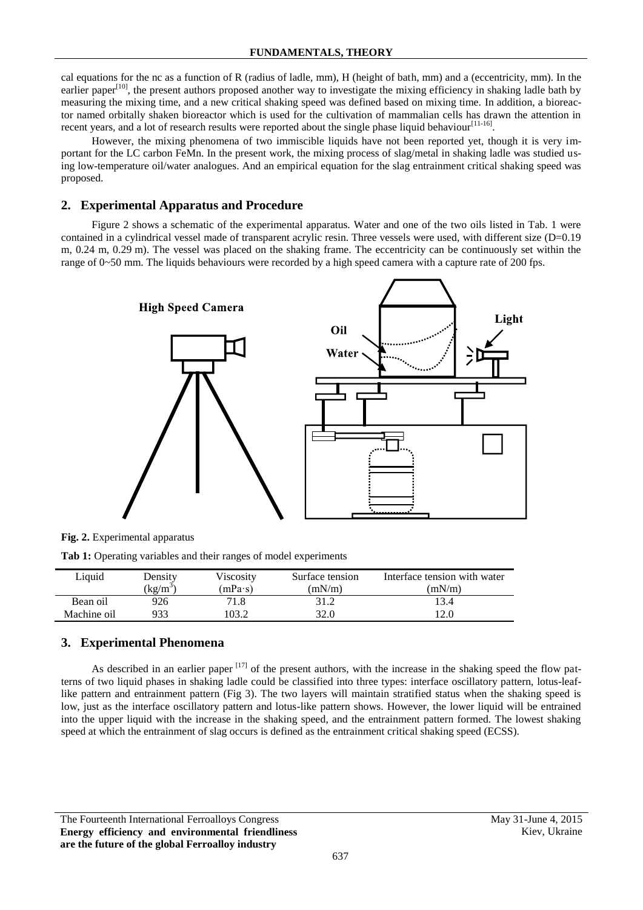cal equations for the nc as a function of R (radius of ladle, mm), H (height of bath, mm) and a (eccentricity, mm). In the earlier paper[10], the present authors proposed another way to investigate the mixing efficiency in shaking ladle bath by measuring the mixing time, and a new critical shaking speed was defined based on mixing time. In addition, a bioreactor named orbitally shaken bioreactor which is used for the cultivation of mammalian cells has drawn the attention in recent years, and a lot of research results were reported about the single phase liquid behaviour[11-16].

However, the mixing phenomena of two immiscible liquids have not been reported yet, though it is very important for the LC carbon FeMn. In the present work, the mixing process of slag/metal in shaking ladle was studied using low-temperature oil/water analogues. And an empirical equation for the slag entrainment critical shaking speed was proposed.

## 2. Experimental Apparatus and Procedure

Figure 2 shows a schematic of the experimental apparatus. Water and one of the two oils listed in Tab. 1 were contained in a cylindrical vessel made of transparent acrylic resin. Three vessels were used, with different size (D=0.19 m, 0.24 m, 0.29 m). The vessel was placed on the shaking frame. The eccentricity can be continuously set within the range of 0~50 mm. The liquids behaviours were recorded by a high speed camera with a capture rate of 200 fps.

**Fig. 2.** Experimental apparatus

**Tab 1:** Operating variables and their ranges of model experiments

| Liquid | Density ($kg/m^3$) | Viscosity (mPa·s) | Surface tension (mN/m) | Interface tension with water (mN/m) |
|---|---|---|---|---|
| Bean oil | 926 | 71.8 | 31.2 | 13.4 |
| Machine oil | 933 | 103.2 | 32.0 | 12.0 |

## 3. Experimental Phenomena

As described in an earlier paper [17] of the present authors, with the increase in the shaking speed the flow patterns of two liquid phases in shaking ladle could be classified into three types: interface oscillatory pattern, lotus-leaf-like pattern and entrainment pattern (Fig 3). The two layers will maintain stratified status when the shaking speed is low, just as the interface oscillatory pattern and lotus-like pattern shows. However, the lower liquid will be entrained into the upper liquid with the increase in the shaking speed, and the entrainment pattern formed. The lowest shaking speed at which the entrainment of slag occurs is defined as the entrainment critical shaking speed (ECSS).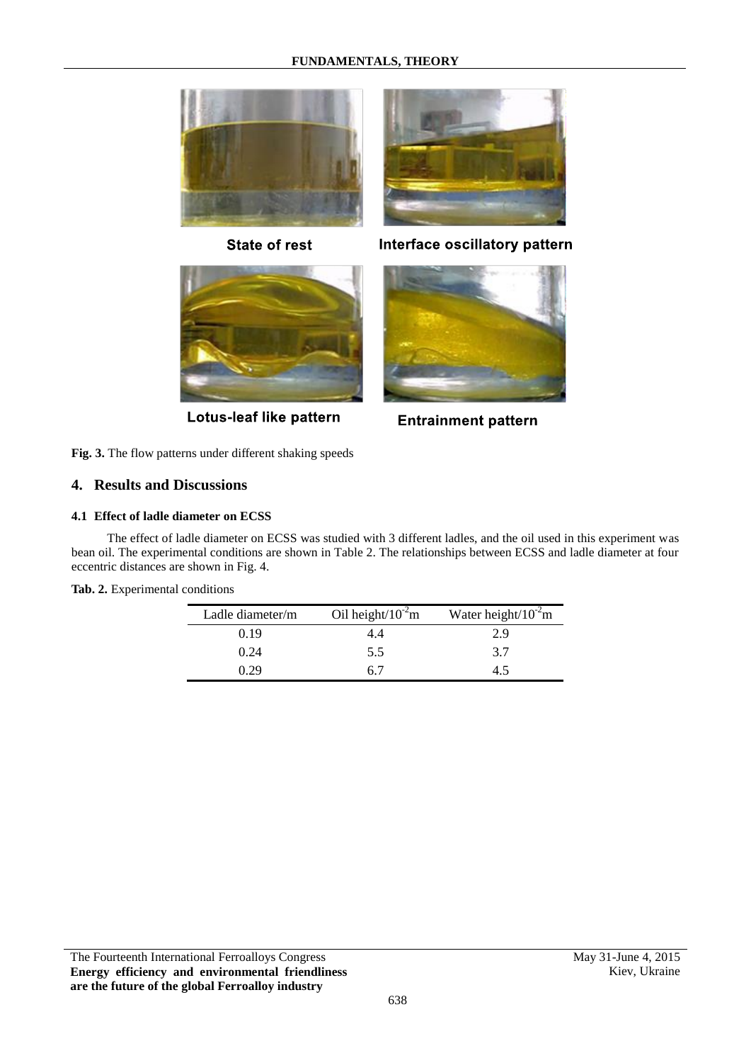State of rest

Interface oscillatory pattern

Lotus-leaf like pattern

Entrainment pattern

**Fig. 3.** The flow patterns under different shaking speeds

## 4. Results and Discussions

### 4.1 Effect of ladle diameter on ECSS

The effect of ladle diameter on ECSS was studied with 3 different ladles, and the oil used in this experiment was bean oil. The experimental conditions are shown in Table 2. The relationships between ECSS and ladle diameter at four eccentric distances are shown in Fig. 4.

**Tab. 2.** Experimental conditions

| Ladle diameter/m | Oil height/$10^{-2}$m | Water height/$10^{-2}$m |
|---|---|---|
| 0.19 | 4.4 | 2.9 |
| 0.24 | 5.5 | 3.7 |
| 0.29 | 6.7 | 4.5 |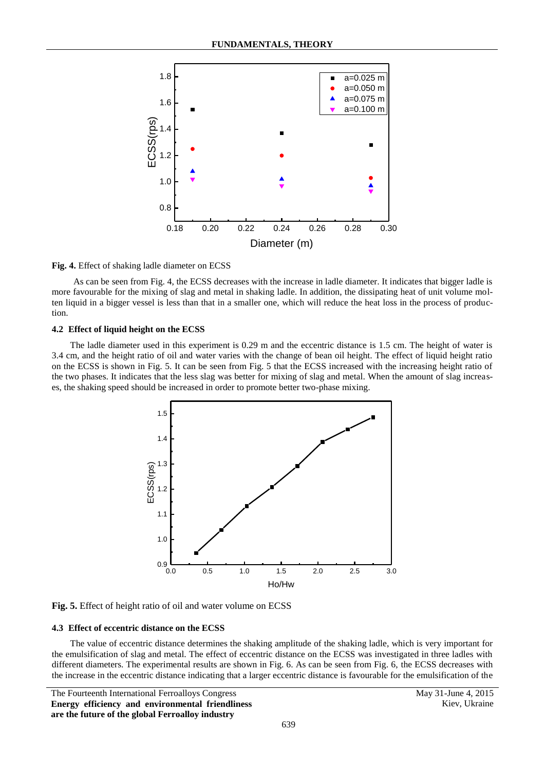**Fig. 4.** Effect of shaking ladle diameter on ECSS

As can be seen from Fig. 4, the ECSS decreases with the increase in ladle diameter. It indicates that bigger ladle is more favourable for the mixing of slag and metal in shaking ladle. In addition, the dissipating heat of unit volume molten liquid in a bigger vessel is less than that in a smaller one, which will reduce the heat loss in the process of production.

### 4.2 Effect of liquid height on the ECSS

The ladle diameter used in this experiment is 0.29 m and the eccentric distance is 1.5 cm. The height of water is 3.4 cm, and the height ratio of oil and water varies with the change of bean oil height. The effect of liquid height ratio on the ECSS is shown in Fig. 5. It can be seen from Fig. 5 that the ECSS increased with the increasing height ratio of the two phases. It indicates that the less slag was better for mixing of slag and metal. When the amount of slag increases, the shaking speed should be increased in order to promote better two-phase mixing.

**Fig. 5.** Effect of height ratio of oil and water volume on ECSS

### 4.3 Effect of eccentric distance on the ECSS

The value of eccentric distance determines the shaking amplitude of the shaking ladle, which is very important for the emulsification of slag and metal. The effect of eccentric distance on the ECSS was investigated in three ladles with different diameters. The experimental results are shown in Fig. 6. As can be seen from Fig. 6, the ECSS decreases with the increase in the eccentric distance indicating that a larger eccentric distance is favourable for the emulsification of the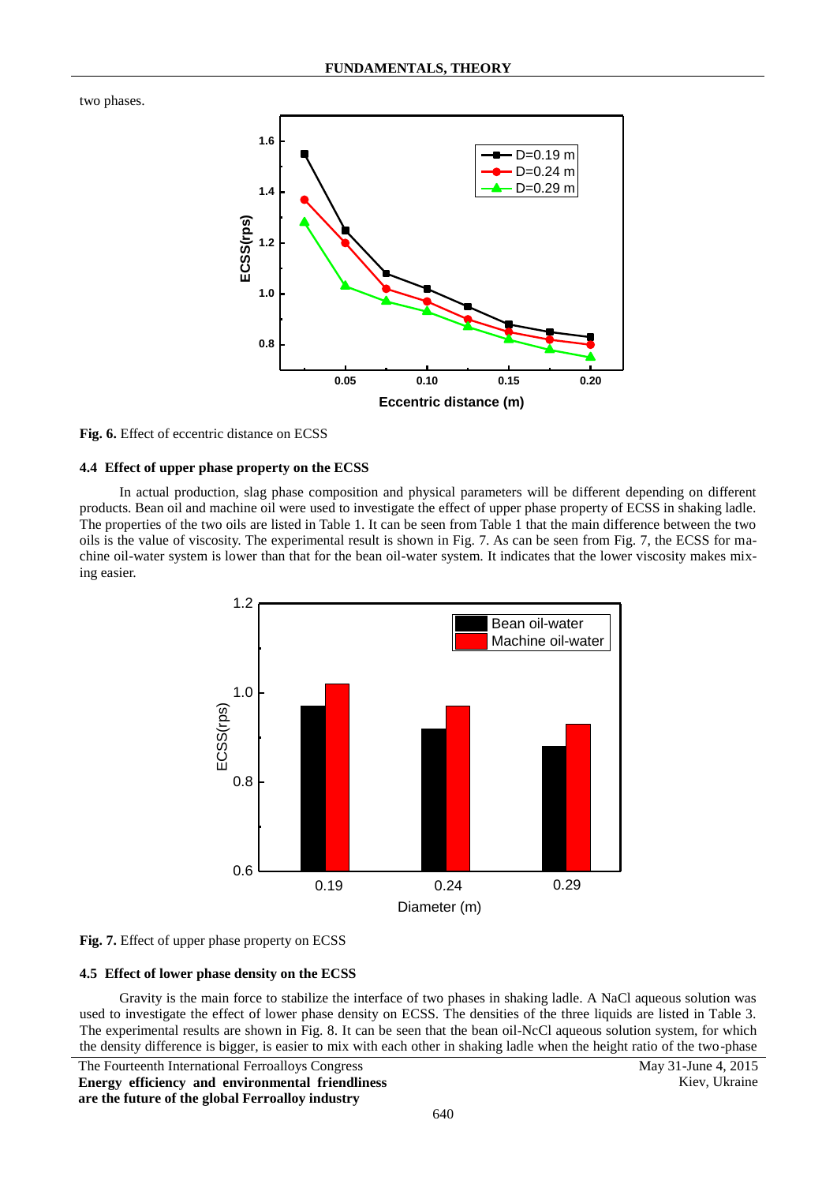two phases.

**Fig. 6.** Effect of eccentric distance on ECSS

### 4.4 Effect of upper phase property on the ECSS

In actual production, slag phase composition and physical parameters will be different depending on different products. Bean oil and machine oil were used to investigate the effect of upper phase property of ECSS in shaking ladle. The properties of the two oils are listed in Table 1. It can be seen from Table 1 that the main difference between the two oils is the value of viscosity. The experimental result is shown in Fig. 7. As can be seen from Fig. 7, the ECSS for machine oil-water system is lower than that for the bean oil-water system. It indicates that the lower viscosity makes mixing easier.

**Fig. 7.** Effect of upper phase property on ECSS

### 4.5 Effect of lower phase density on the ECSS

Gravity is the main force to stabilize the interface of two phases in shaking ladle. A NaCl aqueous solution was used to investigate the effect of lower phase density on ECSS. The densities of the three liquids are listed in Table 3. The experimental results are shown in Fig. 8. It can be seen that the bean oil-NcCl aqueous solution system, for which the density difference is bigger, is easier to mix with each other in shaking ladle when the height ratio of the two-phase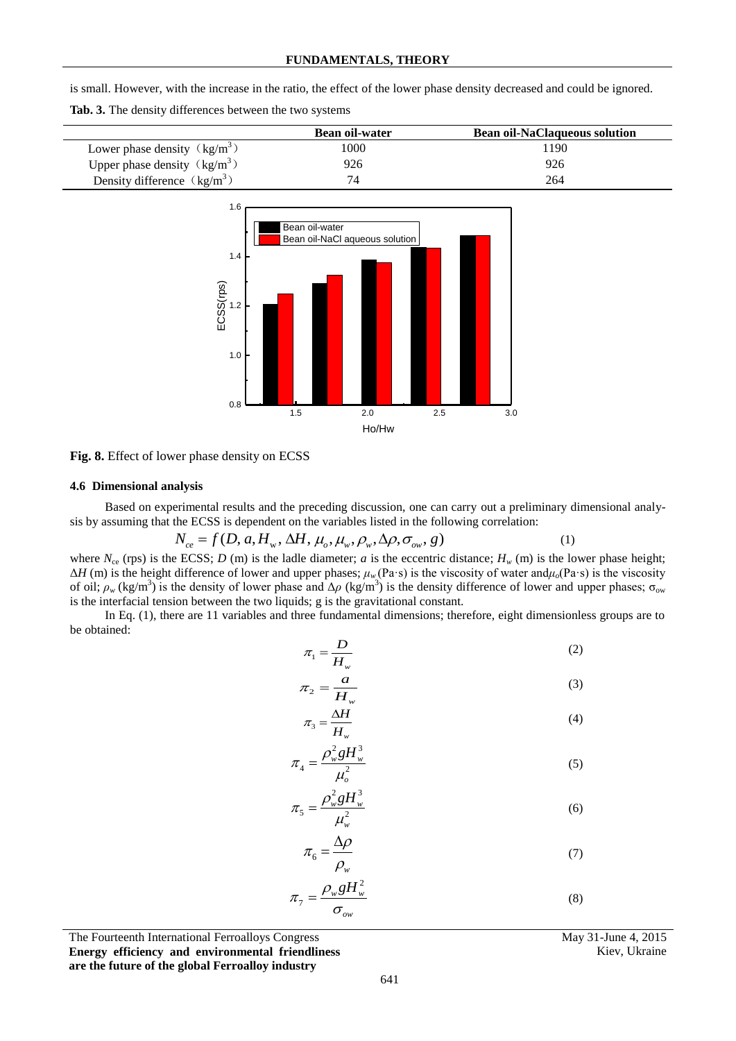is small. However, with the increase in the ratio, the effect of the lower phase density decreased and could be ignored.

**Tab. 3.** The density differences between the two systems

| | Bean oil-water | Bean oil-NaClaqueous solution |
|---|---|---|
| Lower phase density（$kg/m^3$） | 1000 | 1190 |
| Upper phase density（$kg/m^3$） | 926 | 926 |
| Density difference（$kg/m^3$） | 74 | 264 |

**Fig. 8.** Effect of lower phase density on ECSS

### 4.6 Dimensional analysis

Based on experimental results and the preceding discussion, one can carry out a preliminary dimensional analysis by assuming that the ECSS is dependent on the variables listed in the following correlation:

$$N_{ce} = f(D, a, H_w, \Delta H, \mu_o, \mu_w, \rho_w, \Delta\rho, \sigma_{ow}, g) \tag{1}$$

where $N_{ce}$ (rps) is the ECSS; $D$ (m) is the ladle diameter; $a$ is the eccentric distance; $H_w$ (m) is the lower phase height; $\Delta H$ (m) is the height difference of lower and upper phases; $\mu_w$(Pa·s) is the viscosity of water and$\mu_o$(Pa·s) is the viscosity of oil; $\rho_w$ ($kg/m^3$) is the density of lower phase and $\Delta\rho$ ($kg/m^3$) is the density difference of lower and upper phases; $\sigma_{ow}$ is the interfacial tension between the two liquids; g is the gravitational constant.

In Eq. (1), there are 11 variables and three fundamental dimensions; therefore, eight dimensionless groups are to be obtained:

$$\pi_1 = \frac{D}{H_w} \tag{2}$$

$$\pi_2 = \frac{a}{H_w} \tag{3}$$

$$\pi_3 = \frac{\Delta H}{H_w} \tag{4}$$

$$\pi_4 = \frac{\rho_w^2 g H_w^3}{\mu_o^2} \tag{5}$$

$$\pi_5 = \frac{\rho_w^2 g H_w^3}{\mu_w^2} \tag{6}$$

$$\pi_6 = \frac{\Delta\rho}{\rho_w} \tag{7}$$

$$\pi_7 = \frac{\rho_w g H_w^2}{\sigma_{ow}} \tag{8}$$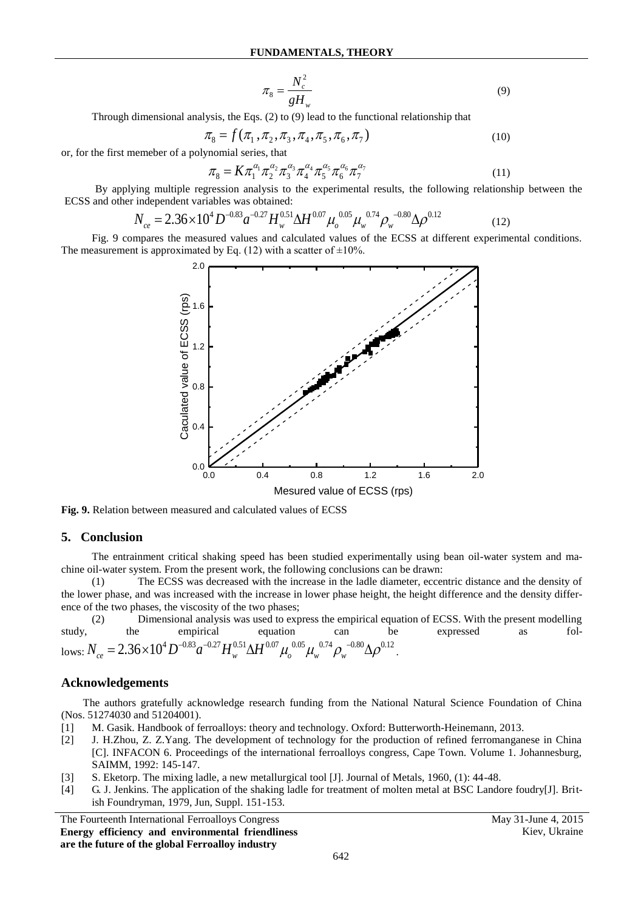$$\pi_8 = \frac{N_c^2}{gH_w} \tag{9}$$

Through dimensional analysis, the Eqs. (2) to (9) lead to the functional relationship that

$$\pi_8 = f(\pi_1, \pi_2, \pi_3, \pi_4, \pi_5, \pi_6, \pi_7) \tag{10}$$

or, for the first memeber of a polynomial series, that

$$\pi_8 = K\pi_1^{\alpha_1}\pi_2^{\alpha_2}\pi_3^{\alpha_3}\pi_4^{\alpha_4}\pi_5^{\alpha_5}\pi_6^{\alpha_6}\pi_7^{\alpha_7} \tag{11}$$

By applying multiple regression analysis to the experimental results, the following relationship between the ECSS and other independent variables was obtained:

$$N_{ce} = 2.36\times10^4 D^{-0.83} a^{-0.27} H_w^{0.51} \Delta H^{0.07} \mu_o^{0.05} \mu_w^{0.74} \rho_w^{-0.80} \Delta\rho^{0.12} \tag{12}$$

Fig. 9 compares the measured values and calculated values of the ECSS at different experimental conditions. The measurement is approximated by Eq. (12) with a scatter of ±10%.

**Fig. 9.** Relation between measured and calculated values of ECSS

## 5. Conclusion

The entrainment critical shaking speed has been studied experimentally using bean oil-water system and machine oil-water system. From the present work, the following conclusions can be drawn:

(1) The ECSS was decreased with the increase in the ladle diameter, eccentric distance and the density of the lower phase, and was increased with the increase in lower phase height, the height difference and the density difference of the two phases, the viscosity of the two phases;

(2) Dimensional analysis was used to express the empirical equation of ECSS. With the present modelling study, the empirical equation can be expressed as follows: $N_{ce} = 2.36\times10^4 D^{-0.83} a^{-0.27} H_w^{0.51} \Delta H^{0.07} \mu_o^{0.05} \mu_w^{0.74} \rho_w^{-0.80} \Delta\rho^{0.12}$.

## Acknowledgements

The authors gratefully acknowledge research funding from the National Natural Science Foundation of China (Nos. 51274030 and 51204001).

[1] M. Gasik. Handbook of ferroalloys: theory and technology. Oxford: Butterworth-Heinemann, 2013.

[2] J. H.Zhou, Z. Z.Yang. The development of technology for the production of refined ferromanganese in China [C]. INFACON 6. Proceedings of the international ferroalloys congress, Cape Town. Volume 1. Johannesburg, SAIMM, 1992: 145-147.

[3] S. Eketorp. The mixing ladle, a new metallurgical tool [J]. Journal of Metals, 1960, (1): 44-48.

[4] G. J. Jenkins. The application of the shaking ladle for treatment of molten metal at BSC Landore foudry[J]. British Foundryman, 1979, Jun, Suppl. 151-153.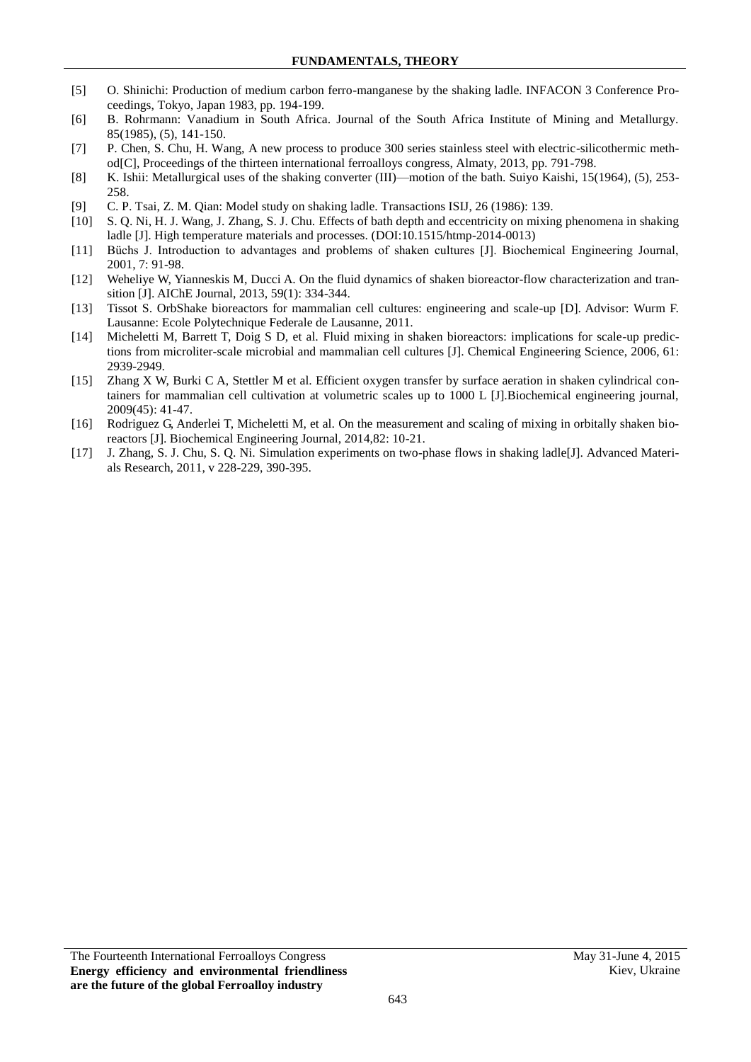[5] O. Shinichi: Production of medium carbon ferro-manganese by the shaking ladle. INFACON 3 Conference Proceedings, Tokyo, Japan 1983, pp. 194-199.

[6] B. Rohrmann: Vanadium in South Africa. Journal of the South Africa Institute of Mining and Metallurgy. 85(1985), (5), 141-150.

[7] P. Chen, S. Chu, H. Wang, A new process to produce 300 series stainless steel with electric-silicothermic method[C], Proceedings of the thirteen international ferroalloys congress, Almaty, 2013, pp. 791-798.

[8] K. Ishii: Metallurgical uses of the shaking converter (III)—motion of the bath. Suiyo Kaishi, 15(1964), (5), 253-258.

[9] C. P. Tsai, Z. M. Qian: Model study on shaking ladle. Transactions ISIJ, 26 (1986): 139.

[10] S. Q. Ni, H. J. Wang, J. Zhang, S. J. Chu. Effects of bath depth and eccentricity on mixing phenomena in shaking ladle [J]. High temperature materials and processes. (DOI:10.1515/htmp-2014-0013)

[11] Büchs J. Introduction to advantages and problems of shaken cultures [J]. Biochemical Engineering Journal, 2001, 7: 91-98.

[12] Weheliye W, Yianneskis M, Ducci A. On the fluid dynamics of shaken bioreactor-flow characterization and transition [J]. AIChE Journal, 2013, 59(1): 334-344.

[13] Tissot S. OrbShake bioreactors for mammalian cell cultures: engineering and scale-up [D]. Advisor: Wurm F. Lausanne: Ecole Polytechnique Federale de Lausanne, 2011.

[14] Micheletti M, Barrett T, Doig S D, et al. Fluid mixing in shaken bioreactors: implications for scale-up predictions from microliter-scale microbial and mammalian cell cultures [J]. Chemical Engineering Science, 2006, 61: 2939-2949.

[15] Zhang X W, Burki C A, Stettler M et al. Efficient oxygen transfer by surface aeration in shaken cylindrical containers for mammalian cell cultivation at volumetric scales up to 1000 L [J].Biochemical engineering journal, 2009(45): 41-47.

[16] Rodriguez G, Anderlei T, Micheletti M, et al. On the measurement and scaling of mixing in orbitally shaken bioreactors [J]. Biochemical Engineering Journal, 2014,82: 10-21.

[17] J. Zhang, S. J. Chu, S. Q. Ni. Simulation experiments on two-phase flows in shaking ladle[J]. Advanced Materials Research, 2011, v 228-229, 390-395.